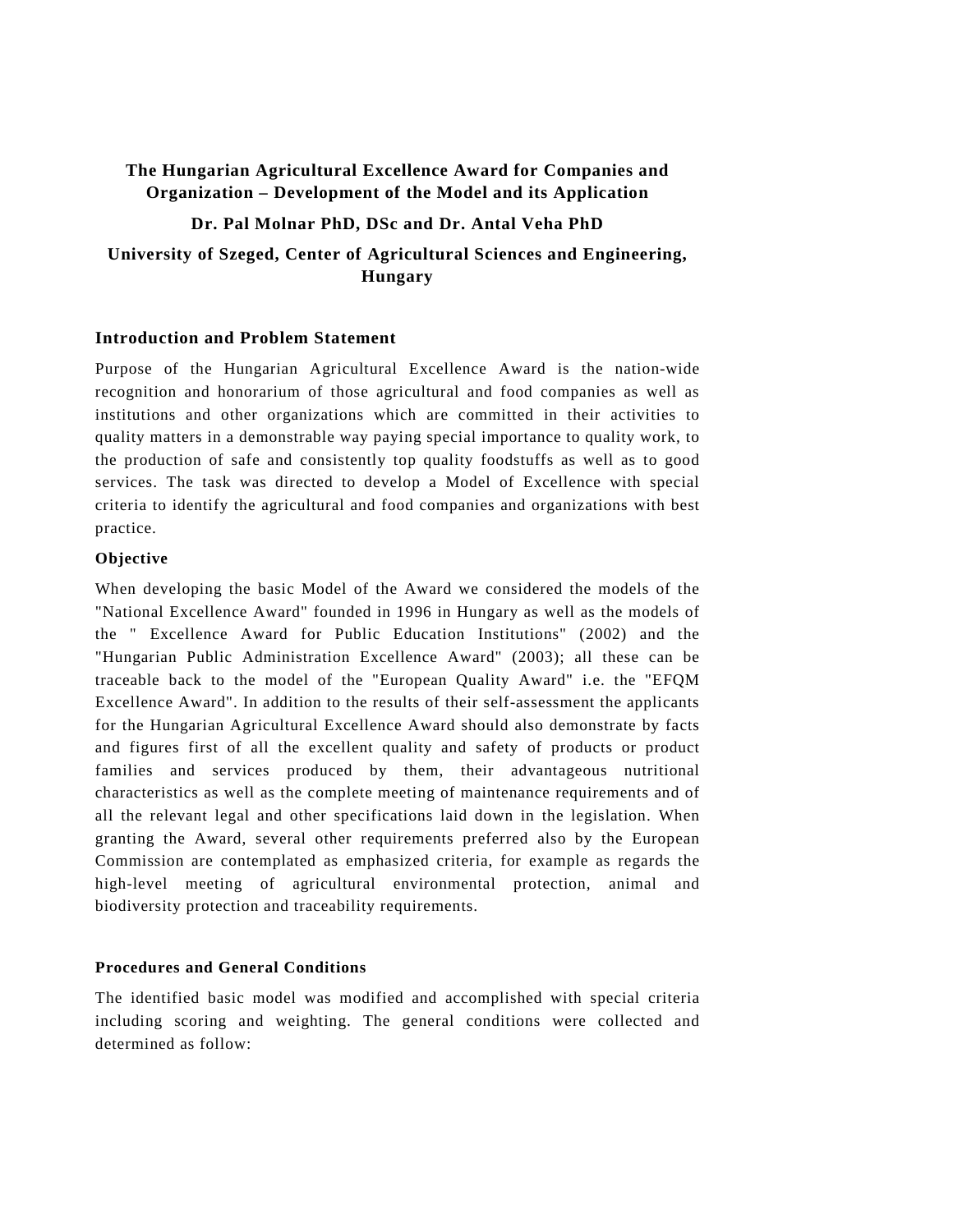# The Hungarian Agricultural Excellence Award for Companies and Organization – Development of the Model and its Application

**Dr. Pal Molnar PhD, DSc and Dr. Antal Veha PhD**

**University of Szeged, Center of Agricultural Sciences and Engineering, Hungary**

## Introduction and Problem Statement

Purpose of the Hungarian Agricultural Excellence Award is the nation-wide recognition and honorarium of those agricultural and food companies as well as institutions and other organizations which are committed in their activities to quality matters in a demonstrable way paying special importance to quality work, to the production of safe and consistently top quality foodstuffs as well as to good services. The task was directed to develop a Model of Excellence with special criteria to identify the agricultural and food companies and organizations with best practice.

### Objective

When developing the basic Model of the Award we considered the models of the "National Excellence Award" founded in 1996 in Hungary as well as the models of the " Excellence Award for Public Education Institutions" (2002) and the "Hungarian Public Administration Excellence Award" (2003); all these can be traceable back to the model of the "European Quality Award" i.e. the "EFQM Excellence Award". In addition to the results of their self-assessment the applicants for the Hungarian Agricultural Excellence Award should also demonstrate by facts and figures first of all the excellent quality and safety of products or product families and services produced by them, their advantageous nutritional characteristics as well as the complete meeting of maintenance requirements and of all the relevant legal and other specifications laid down in the legislation. When granting the Award, several other requirements preferred also by the European Commission are contemplated as emphasized criteria, for example as regards the high-level meeting of agricultural environmental protection, animal and biodiversity protection and traceability requirements.

## Procedures and General Conditions

The identified basic model was modified and accomplished with special criteria including scoring and weighting. The general conditions were collected and determined as follow: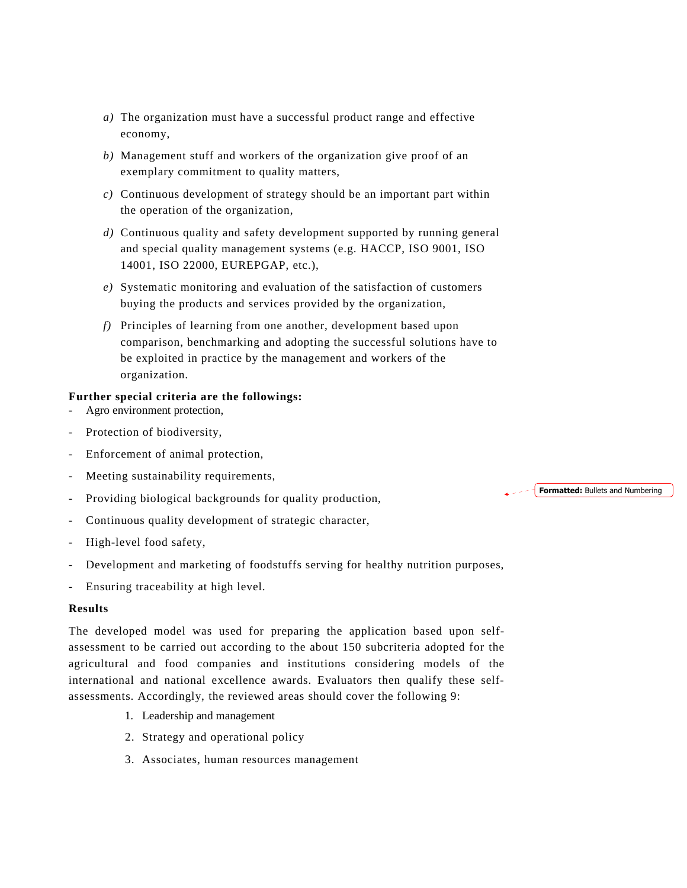*a)* The organization must have a successful product range and effective economy,

*b)* Management stuff and workers of the organization give proof of an exemplary commitment to quality matters,

*c)* Continuous development of strategy should be an important part within the operation of the organization,

*d)* Continuous quality and safety development supported by running general and special quality management systems (e.g. HACCP, ISO 9001, ISO 14001, ISO 22000, EUREPGAP, etc.),

*e)* Systematic monitoring and evaluation of the satisfaction of customers buying the products and services provided by the organization,

*f)* Principles of learning from one another, development based upon comparison, benchmarking and adopting the successful solutions have to be exploited in practice by the management and workers of the organization.

**Further special criteria are the followings:**

- Agro environment protection,
- Protection of biodiversity,
- Enforcement of animal protection,
- Meeting sustainability requirements,
- Providing biological backgrounds for quality production,
- Continuous quality development of strategic character,
- High-level food safety,
- Development and marketing of foodstuffs serving for healthy nutrition purposes,
- Ensuring traceability at high level.

**Results**

The developed model was used for preparing the application based upon self-assessment to be carried out according to the about 150 subcriteria adopted for the agricultural and food companies and institutions considering models of the international and national excellence awards. Evaluators then qualify these self-assessments. Accordingly, the reviewed areas should cover the following 9:

1. Leadership and management
2. Strategy and operational policy
3. Associates, human resources management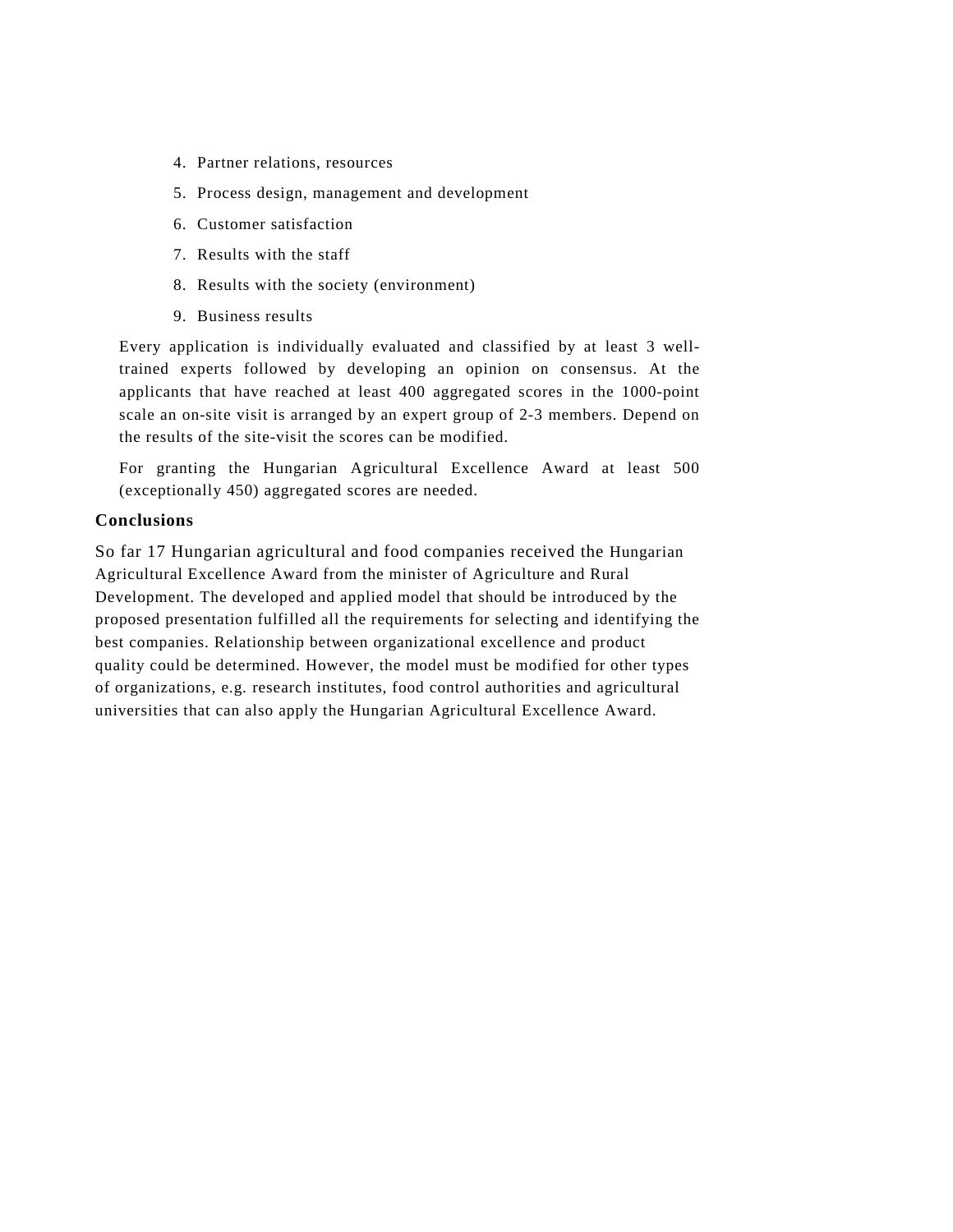4. Partner relations, resources
5. Process design, management and development
6. Customer satisfaction
7. Results with the staff
8. Results with the society (environment)
9. Business results

Every application is individually evaluated and classified by at least 3 well-trained experts followed by developing an opinion on consensus. At the applicants that have reached at least 400 aggregated scores in the 1000-point scale an on-site visit is arranged by an expert group of 2-3 members. Depend on the results of the site-visit the scores can be modified.

For granting the Hungarian Agricultural Excellence Award at least 500 (exceptionally 450) aggregated scores are needed.

**Conclusions**

So far 17 Hungarian agricultural and food companies received the Hungarian Agricultural Excellence Award from the minister of Agriculture and Rural Development. The developed and applied model that should be introduced by the proposed presentation fulfilled all the requirements for selecting and identifying the best companies. Relationship between organizational excellence and product quality could be determined. However, the model must be modified for other types of organizations, e.g. research institutes, food control authorities and agricultural universities that can also apply the Hungarian Agricultural Excellence Award.